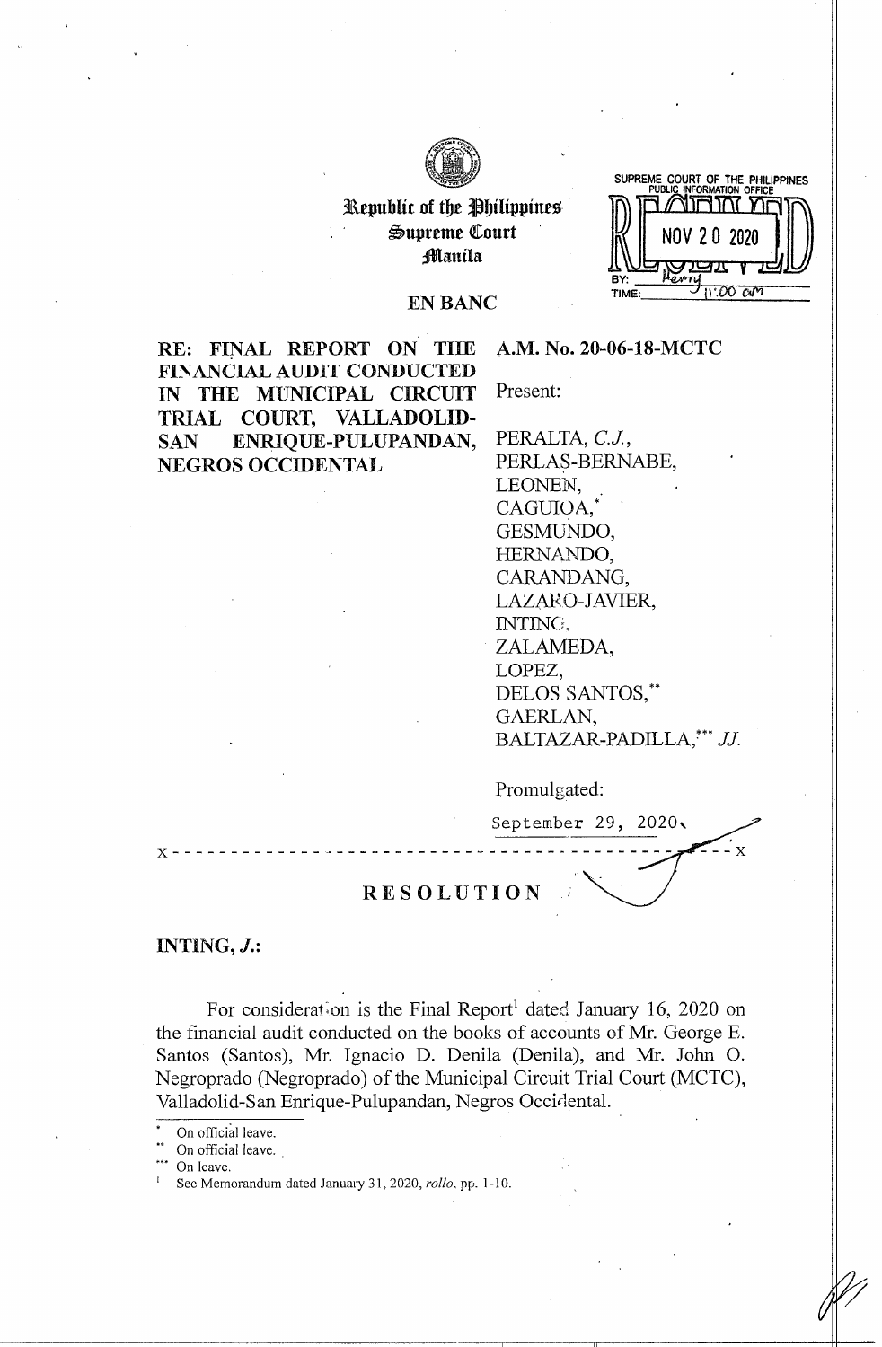Republic of the Philippines
Supreme Court
Manila

SUPREME COURT OF THE PHILIPPINES
PUBLIC INFORMATION OFFICE
RECEIVED
NOV 20 2020
BY: Henry
TIME: 11:00 am

**EN BANC**

**RE: FINAL REPORT ON THE FINANCIAL AUDIT CONDUCTED IN THE MUNICIPAL CIRCUIT TRIAL COURT, VALLADOLID-SAN ENRIQUE-PULUPANDAN, NEGROS OCCIDENTAL**

**A.M. No. 20-06-18-MCTC**

Present:

PERALTA, *C.J.*,
PERLAS-BERNABE,
LEONEN,
CAGUIOA,*
GESMUNDO,
HERNANDO,
CARANDANG,
LAZARO-JAVIER,
INTING,
ZALAMEDA,
LOPEZ,
DELOS SANTOS,**
GAERLAN,
BALTAZAR-PADILLA,*** *JJ.*

Promulgated:

September 29, 2020

x - - - - - - - - - - - - - - - - - - - - - - - - - - - - - - - - - - - - - - - - - - x

## RESOLUTION

**INTING, *J.*:**

For consideration is the Final Report[1] dated January 16, 2020 on the financial audit conducted on the books of accounts of Mr. George E. Santos (Santos), Mr. Ignacio D. Denila (Denila), and Mr. John O. Negroprado (Negroprado) of the Municipal Circuit Trial Court (MCTC), Valladolid-San Enrique-Pulupandan, Negros Occidental.

---

\* On official leave.
\** On official leave.
\*** On leave.
[1] See Memorandum dated January 31, 2020, *rollo*, pp. 1-10.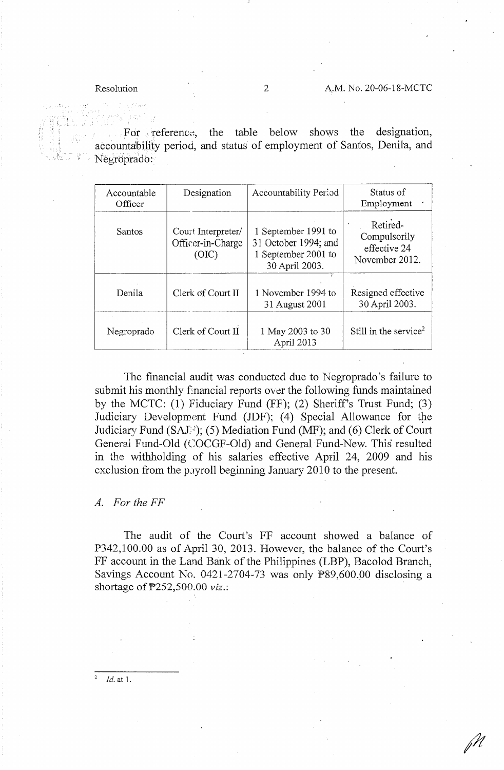For reference, the table below shows the designation, accountability period, and status of employment of Santos, Denila, and Negroprado:

| Accountable Officer | Designation | Accountability Period | Status of Employment |
|---|---|---|---|
| Santos | Court Interpreter/ Officer-in-Charge (OIC) | 1 September 1991 to 31 October 1994; and 1 September 2001 to 30 April 2003. | Retired-Compulsorily effective 24 November 2012. |
| Denila | Clerk of Court II | 1 November 1994 to 31 August 2001 | Resigned effective 30 April 2003. |
| Negroprado | Clerk of Court II | 1 May 2003 to 30 April 2013 | Still in the service[2] |

The financial audit was conducted due to Negroprado's failure to submit his monthly financial reports over the following funds maintained by the MCTC: (1) Fiduciary Fund (FF); (2) Sheriff's Trust Fund; (3) Judiciary Development Fund (JDF); (4) Special Allowance for the Judiciary Fund (SAJF); (5) Mediation Fund (MF); and (6) Clerk of Court General Fund-Old (COCGF-Old) and General Fund-New. This resulted in the withholding of his salaries effective April 24, 2009 and his exclusion from the payroll beginning January 2010 to the present.

*A. For the FF*

The audit of the Court's FF account showed a balance of ₱342,100.00 as of April 30, 2013. However, the balance of the Court's FF account in the Land Bank of the Philippines (LBP), Bacolod Branch, Savings Account No. 0421-2704-73 was only ₱89,600.00 disclosing a shortage of ₱252,500.00 *viz.*:

---

[2] *Id.* at 1.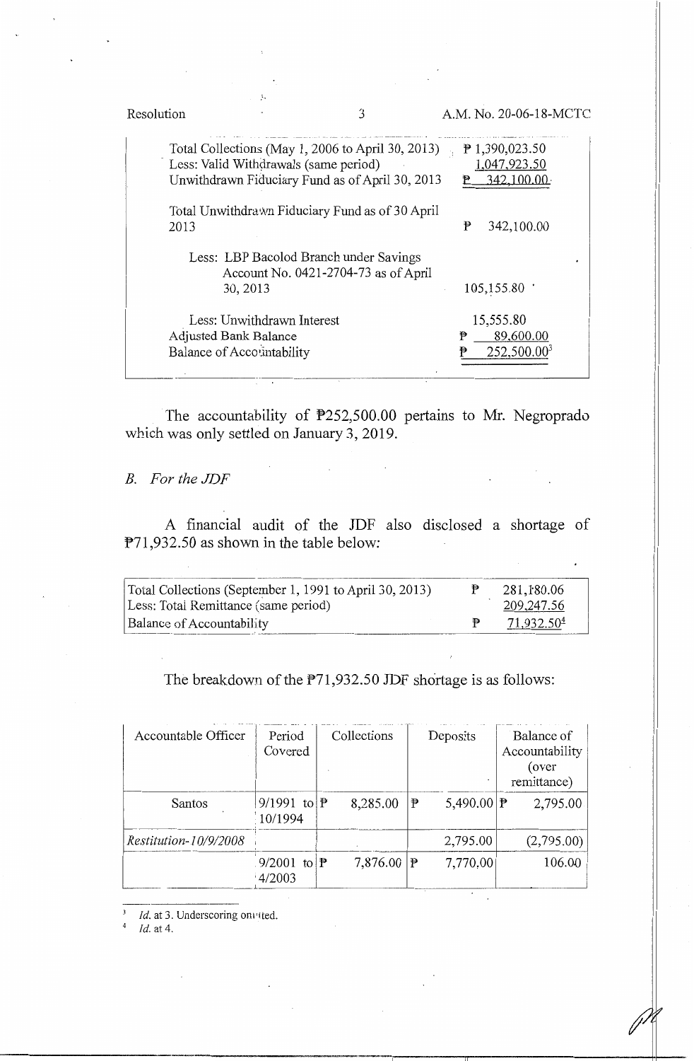| | |
|---|---|
| Total Collections (May 1, 2006 to April 30, 2013) | ₱ 1,390,023.50 |
| Less: Valid Withdrawals (same period) | 1,047,923.50 |
| Unwithdrawn Fiduciary Fund as of April 30, 2013 | ₱ 342,100.00 |
| Total Unwithdrawn Fiduciary Fund as of 30 April 2013 | ₱ 342,100.00 |
| Less: LBP Bacolod Branch under Savings Account No. 0421-2704-73 as of April 30, 2013 | 105,155.80 |
| Less: Unwithdrawn Interest | 15,555.80 |
| Adjusted Bank Balance | ₱ 89,600.00 |
| Balance of Accountability | ₱ 252,500.00[3] |

The accountability of ₱252,500.00 pertains to Mr. Negroprado which was only settled on January 3, 2019.

*B. For the JDF*

A financial audit of the JDF also disclosed a shortage of ₱71,932.50 as shown in the table below:

| | |
|---|---|
| Total Collections (September 1, 1991 to April 30, 2013) | ₱ 281,180.06 |
| Less: Total Remittance (same period) | 209,247.56 |
| Balance of Accountability | ₱ 71,932.50[4] |

The breakdown of the ₱71,932.50 JDF shortage is as follows:

| Accountable Officer | Period Covered | Collections | Deposits | Balance of Accountability (over remittance) |
|---|---|---|---|---|
| Santos | 9/1991 to 10/1994 | ₱ 8,285.00 | ₱ 5,490.00 | ₱ 2,795.00 |
| *Restitution-10/9/2008* | | | 2,795.00 | (2,795.00) |
| | 9/2001 to 4/2003 | ₱ 7,876.00 | ₱ 7,770.00 | 106.00 |

[3] *Id.* at 3. Underscoring omitted.

[4] *Id.* at 4.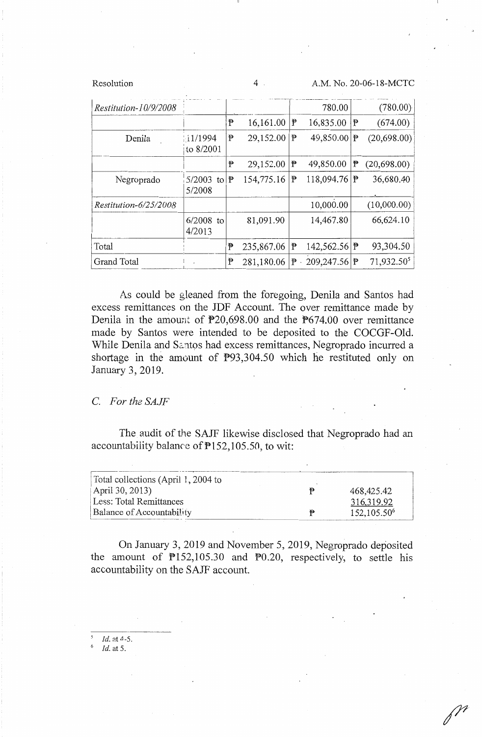| | | | | |
|---|---|---|---|---|
| *Restitution-10/9/2008* | | | 780.00 | (780.00) |
| | | ₱ 16,161.00 | ₱ 16,835.00 | ₱ (674.00) |
| Denila | 11/1994 to 8/2001 | ₱ 29,152.00 | ₱ 49,850.00 | ₱ (20,698.00) |
| | | ₱ 29,152.00 | ₱ 49,850.00 | ₱ (20,698.00) |
| Negroprado | 5/2003 to 5/2008 | ₱ 154,775.16 | ₱ 118,094.76 | ₱ 36,680.40 |
| *Restitution-6/25/2008* | | | 10,000.00 | (10,000.00) |
| | 6/2008 to 4/2013 | 81,091.90 | 14,467.80 | 66,624.10 |
| Total | | ₱ 235,867.06 | ₱ 142,562.56 | ₱ 93,304.50 |
| Grand Total | | ₱ 281,180.06 | ₱ 209,247.56 | ₱ 71,932.50[5] |

As could be gleaned from the foregoing, Denila and Santos had excess remittances on the JDF Account. The over remittance made by Denila in the amount of ₱20,698.00 and the ₱674.00 over remittance made by Santos were intended to be deposited to the COCGF-Old. While Denila and Santos had excess remittances, Negroprado incurred a shortage in the amount of ₱93,304.50 which he restituted only on January 3, 2019.

*C. For the SAJF*

The audit of the SAJF likewise disclosed that Negroprado had an accountability balance of ₱152,105.50, to wit:

| | | |
|---|---|---|
| Total collections (April 1, 2004 to April 30, 2013) | ₱ | 468,425.42 |
| Less: Total Remittances | | 316,319.92 |
| Balance of Accountability | ₱ | 152,105.50[6] |

On January 3, 2019 and November 5, 2019, Negroprado deposited the amount of ₱152,105.30 and ₱0.20, respectively, to settle his accountability on the SAJF account.

---

[5] *Id.* at 4-5.

[6] *Id.* at 5.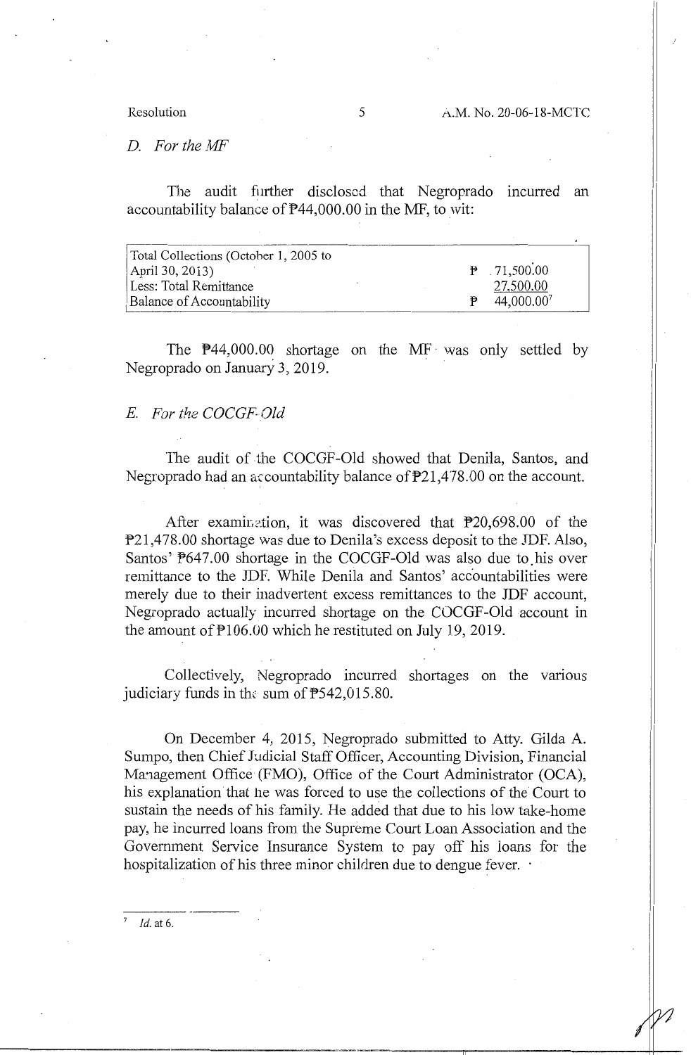*D. For the MF*

The audit further disclosed that Negroprado incurred an accountability balance of ₱44,000.00 in the MF, to wit:

| | |
|---|---|
| Total Collections (October 1, 2005 to April 30, 2013) | ₱ 71,500.00 |
| Less: Total Remittance | 27,500.00 |
| Balance of Accountability | ₱ 44,000.00[7] |

The ₱44,000.00 shortage on the MF was only settled by Negroprado on January 3, 2019.

*E. For the COCGF-Old*

The audit of the COCGF-Old showed that Denila, Santos, and Negroprado had an accountability balance of ₱21,478.00 on the account.

After examination, it was discovered that ₱20,698.00 of the ₱21,478.00 shortage was due to Denila's excess deposit to the JDF. Also, Santos' ₱647.00 shortage in the COCGF-Old was also due to his over remittance to the JDF. While Denila and Santos' accountabilities were merely due to their inadvertent excess remittances to the JDF account, Negroprado actually incurred shortage on the COCGF-Old account in the amount of ₱106.00 which he restituted on July 19, 2019.

Collectively, Negroprado incurred shortages on the various judiciary funds in the sum of ₱542,015.80.

On December 4, 2015, Negroprado submitted to Atty. Gilda A. Sumpo, then Chief Judicial Staff Officer, Accounting Division, Financial Management Office (FMO), Office of the Court Administrator (OCA), his explanation that he was forced to use the collections of the Court to sustain the needs of his family. He added that due to his low take-home pay, he incurred loans from the Supreme Court Loan Association and the Government Service Insurance System to pay off his loans for the hospitalization of his three minor children due to dengue fever.

---

[7] *Id.* at 6.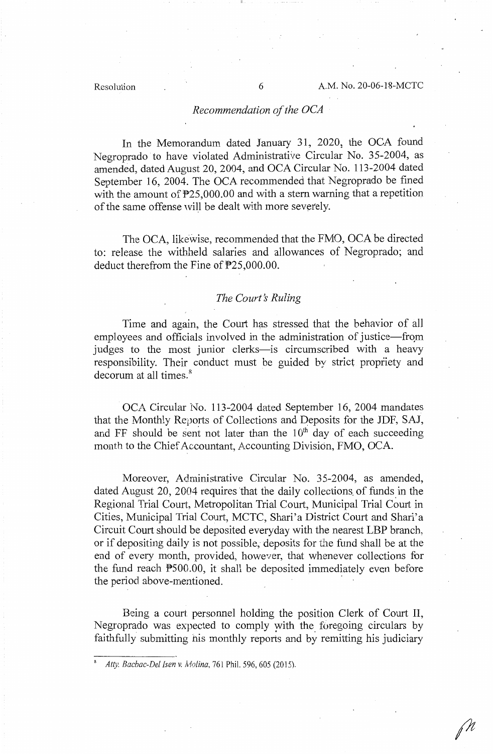*Recommendation of the OCA*

In the Memorandum dated January 31, 2020, the OCA found Negroprado to have violated Administrative Circular No. 35-2004, as amended, dated August 20, 2004, and OCA Circular No. 113-2004 dated September 16, 2004. The OCA recommended that Negroprado be fined with the amount of ₱25,000.00 and with a stern warning that a repetition of the same offense will be dealt with more severely.

The OCA, likewise, recommended that the FMO, OCA be directed to: release the withheld salaries and allowances of Negroprado; and deduct therefrom the Fine of ₱25,000.00.

*The Court's Ruling*

Time and again, the Court has stressed that the behavior of all employees and officials involved in the administration of justice—from judges to the most junior clerks—is circumscribed with a heavy responsibility. Their conduct must be guided by strict propriety and decorum at all times.[8]

OCA Circular No. 113-2004 dated September 16, 2004 mandates that the Monthly Reports of Collections and Deposits for the JDF, SAJ, and FF should be sent not later than the 10th day of each succeeding month to the Chief Accountant, Accounting Division, FMO, OCA.

Moreover, Administrative Circular No. 35-2004, as amended, dated August 20, 2004 requires that the daily collections of funds in the Regional Trial Court, Metropolitan Trial Court, Municipal Trial Court in Cities, Municipal Trial Court, MCTC, Shari'a District Court and Shari'a Circuit Court should be deposited everyday with the nearest LBP branch, or if depositing daily is not possible, deposits for the fund shall be at the end of every month, provided, however, that whenever collections for the fund reach ₱500.00, it shall be deposited immediately even before the period above-mentioned.

Being a court personnel holding the position Clerk of Court II, Negroprado was expected to comply with the foregoing circulars by faithfully submitting his monthly reports and by remitting his judiciary

---

[8] *Atty. Bacbac-Del Isen v. Molina*, 761 Phil. 596, 605 (2015).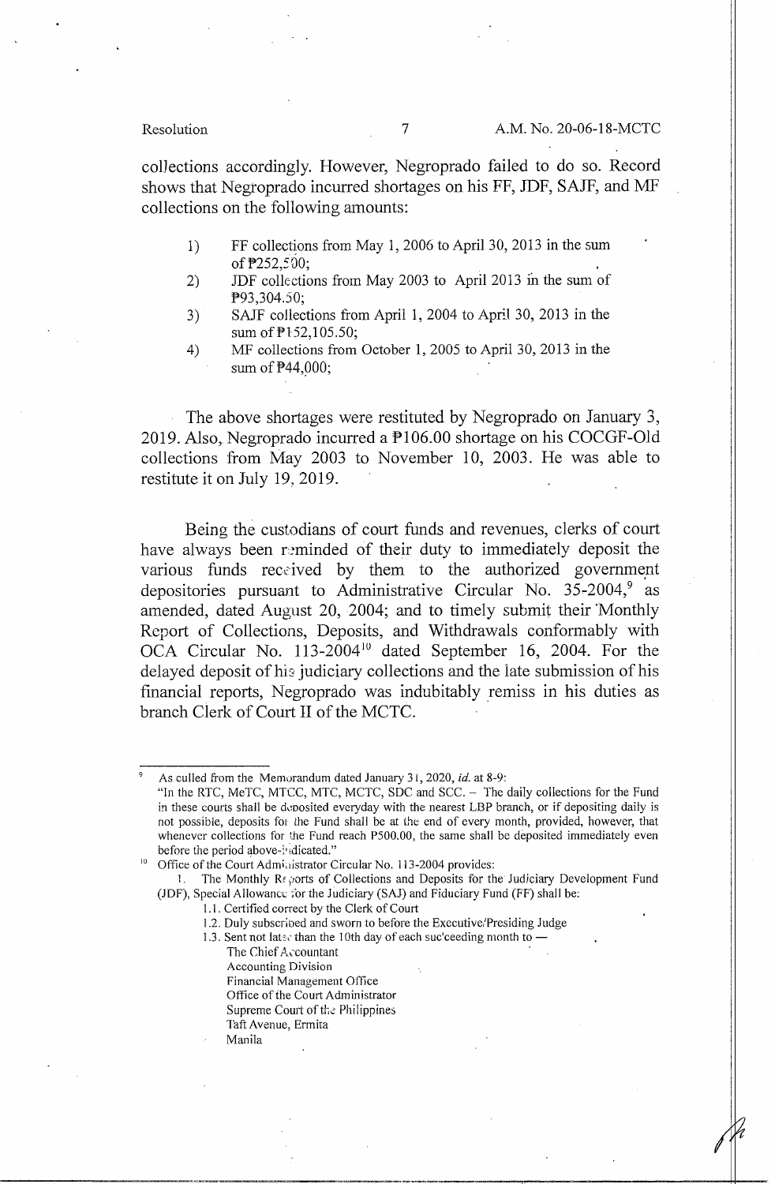collections accordingly. However, Negroprado failed to do so. Record shows that Negroprado incurred shortages on his FF, JDF, SAJF, and MF collections on the following amounts:

1) FF collections from May 1, 2006 to April 30, 2013 in the sum of ₱252,500;
2) JDF collections from May 2003 to April 2013 in the sum of ₱93,304.50;
3) SAJF collections from April 1, 2004 to April 30, 2013 in the sum of ₱152,105.50;
4) MF collections from October 1, 2005 to April 30, 2013 in the sum of ₱44,000;

The above shortages were restituted by Negroprado on January 3, 2019. Also, Negroprado incurred a ₱106.00 shortage on his COCGF-Old collections from May 2003 to November 10, 2003. He was able to restitute it on July 19, 2019.

Being the custodians of court funds and revenues, clerks of court have always been reminded of their duty to immediately deposit the various funds received by them to the authorized government depositories pursuant to Administrative Circular No. 35-2004,[9] as amended, dated August 20, 2004; and to timely submit their Monthly Report of Collections, Deposits, and Withdrawals conformably with OCA Circular No. 113-2004[10] dated September 16, 2004. For the delayed deposit of his judiciary collections and the late submission of his financial reports, Negroprado was indubitably remiss in his duties as branch Clerk of Court II of the MCTC.

---

[9] As culled from the Memorandum dated January 31, 2020, *id.* at 8-9:
"In the RTC, MeTC, MTCC, MTC, MCTC, SDC and SCC. – The daily collections for the Fund in these courts shall be deposited everyday with the nearest LBP branch, or if depositing daily is not possible, deposits for the Fund shall be at the end of every month, provided, however, that whenever collections for the Fund reach P500.00, the same shall be deposited immediately even before the period above-indicated."

[10] Office of the Court Administrator Circular No. 113-2004 provides:
1. The Monthly Reports of Collections and Deposits for the Judiciary Development Fund (JDF), Special Allowance for the Judiciary (SAJ) and Fiduciary Fund (FF) shall be:
1.1. Certified correct by the Clerk of Court
1.2. Duly subscribed and sworn to before the Executive/Presiding Judge
1.3. Sent not later than the 10th day of each succeeding month to —
The Chief Accountant
Accounting Division
Financial Management Office
Office of the Court Administrator
Supreme Court of the Philippines
Taft Avenue, Ermita
Manila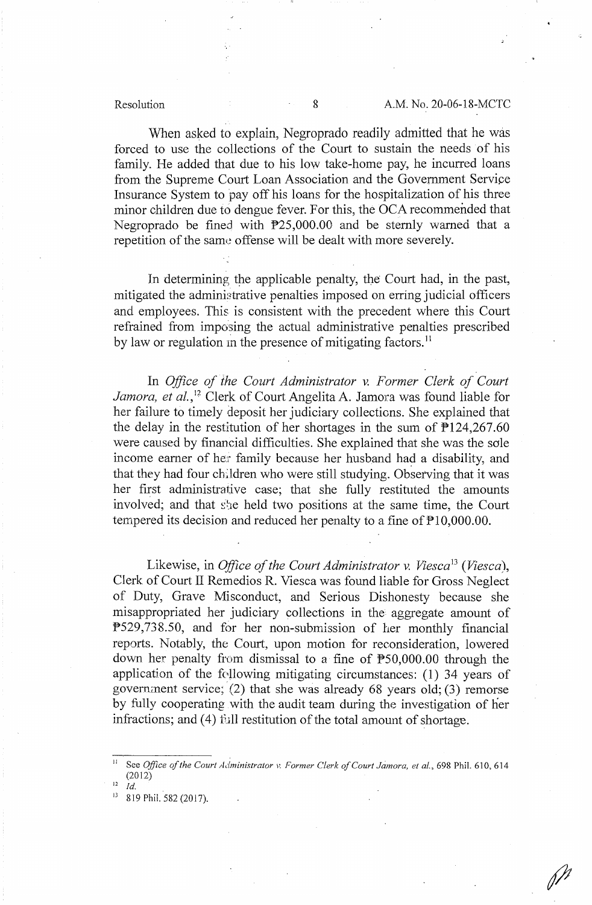When asked to explain, Negroprado readily admitted that he was forced to use the collections of the Court to sustain the needs of his family. He added that due to his low take-home pay, he incurred loans from the Supreme Court Loan Association and the Government Service Insurance System to pay off his loans for the hospitalization of his three minor children due to dengue fever. For this, the OCA recommended that Negroprado be fined with ₱25,000.00 and be sternly warned that a repetition of the same offense will be dealt with more severely.

In determining the applicable penalty, the Court had, in the past, mitigated the administrative penalties imposed on erring judicial officers and employees. This is consistent with the precedent where this Court refrained from imposing the actual administrative penalties prescribed by law or regulation in the presence of mitigating factors.[11]

In *Office of the Court Administrator v. Former Clerk of Court Jamora, et al.*,[12] Clerk of Court Angelita A. Jamora was found liable for her failure to timely deposit her judiciary collections. She explained that the delay in the restitution of her shortages in the sum of ₱124,267.60 were caused by financial difficulties. She explained that she was the sole income earner of her family because her husband had a disability, and that they had four children who were still studying. Observing that it was her first administrative case; that she fully restituted the amounts involved; and that she held two positions at the same time, the Court tempered its decision and reduced her penalty to a fine of ₱10,000.00.

Likewise, in *Office of the Court Administrator v. Viesca*[13] (*Viesca*), Clerk of Court II Remedios R. Viesca was found liable for Gross Neglect of Duty, Grave Misconduct, and Serious Dishonesty because she misappropriated her judiciary collections in the aggregate amount of ₱529,738.50, and for her non-submission of her monthly financial reports. Notably, the Court, upon motion for reconsideration, lowered down her penalty from dismissal to a fine of ₱50,000.00 through the application of the following mitigating circumstances: (1) 34 years of government service; (2) that she was already 68 years old; (3) remorse by fully cooperating with the audit team during the investigation of her infractions; and (4) full restitution of the total amount of shortage.

---

[11] See *Office of the Court Administrator v. Former Clerk of Court Jamora, et al.*, 698 Phil. 610, 614 (2012)

[12] *Id.*

[13] 819 Phil. 582 (2017).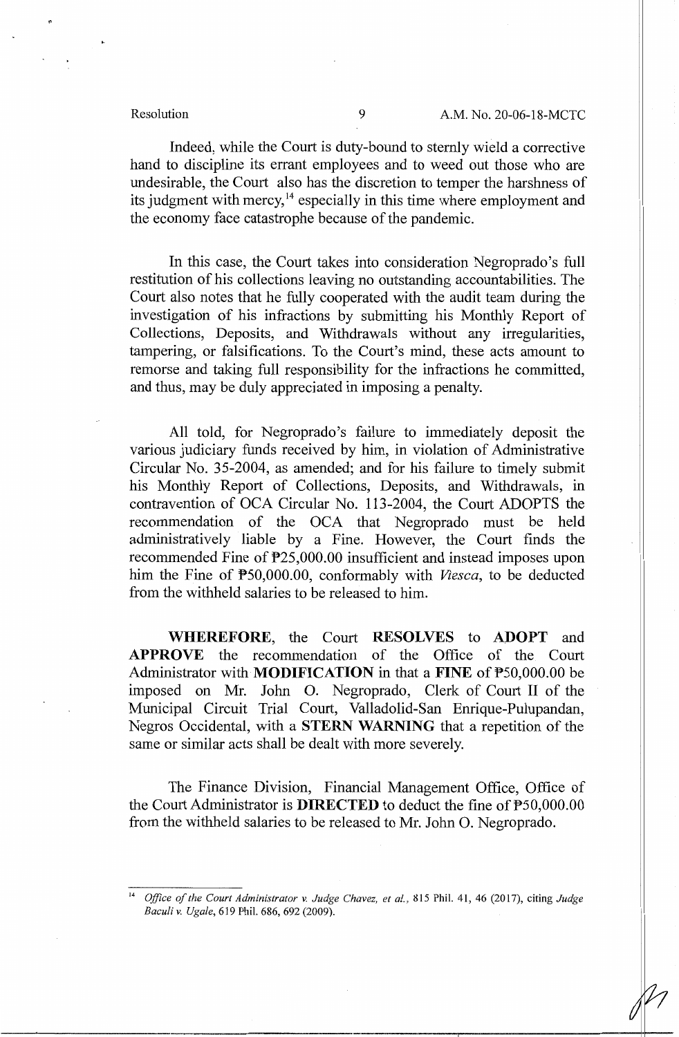Indeed, while the Court is duty-bound to sternly wield a corrective hand to discipline its errant employees and to weed out those who are undesirable, the Court also has the discretion to temper the harshness of its judgment with mercy,[14] especially in this time where employment and the economy face catastrophe because of the pandemic.

In this case, the Court takes into consideration Negroprado's full restitution of his collections leaving no outstanding accountabilities. The Court also notes that he fully cooperated with the audit team during the investigation of his infractions by submitting his Monthly Report of Collections, Deposits, and Withdrawals without any irregularities, tampering, or falsifications. To the Court's mind, these acts amount to remorse and taking full responsibility for the infractions he committed, and thus, may be duly appreciated in imposing a penalty.

All told, for Negroprado's failure to immediately deposit the various judiciary funds received by him, in violation of Administrative Circular No. 35-2004, as amended; and for his failure to timely submit his Monthly Report of Collections, Deposits, and Withdrawals, in contravention of OCA Circular No. 113-2004, the Court ADOPTS the recommendation of the OCA that Negroprado must be held administratively liable by a Fine. However, the Court finds the recommended Fine of ₱25,000.00 insufficient and instead imposes upon him the Fine of ₱50,000.00, conformably with *Viesca*, to be deducted from the withheld salaries to be released to him.

**WHEREFORE**, the Court **RESOLVES** to **ADOPT** and **APPROVE** the recommendation of the Office of the Court Administrator with **MODIFICATION** in that a **FINE** of ₱50,000.00 be imposed on Mr. John O. Negroprado, Clerk of Court II of the Municipal Circuit Trial Court, Valladolid-San Enrique-Pulupandan, Negros Occidental, with a **STERN WARNING** that a repetition of the same or similar acts shall be dealt with more severely.

The Finance Division, Financial Management Office, Office of the Court Administrator is **DIRECTED** to deduct the fine of ₱50,000.00 from the withheld salaries to be released to Mr. John O. Negroprado.

---

[14] *Office of the Court Administrator v. Judge Chavez, et al.*, 815 Phil. 41, 46 (2017), citing *Judge Baculi v. Ugale*, 619 Phil. 686, 692 (2009).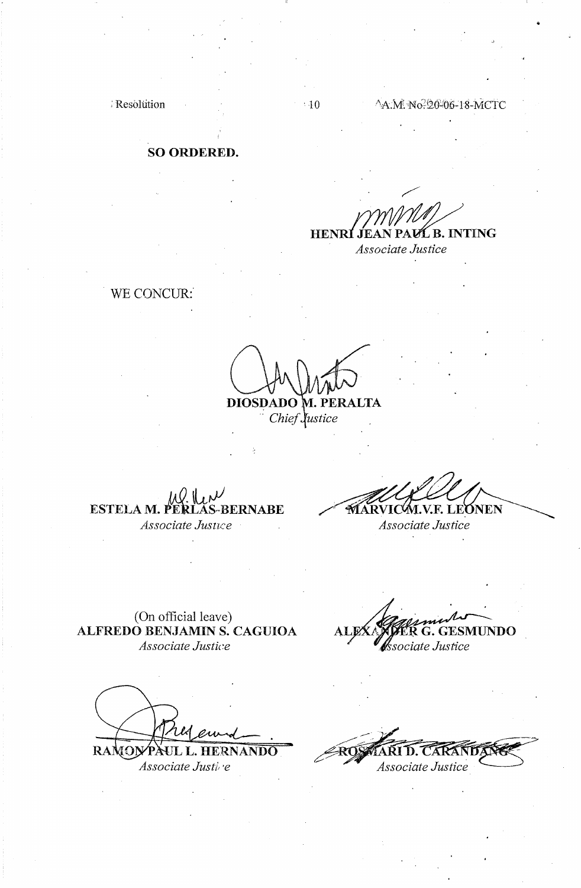**SO ORDERED.**

**HENRI JEAN PAUL B. INTING**
*Associate Justice*

WE CONCUR:

**DIOSDADO M. PERALTA**
*Chief Justice*

**ESTELA M. PERLAS-BERNABE**
*Associate Justice*

**MARVIC M.V.F. LEONEN**
*Associate Justice*

(On official leave)
**ALFREDO BENJAMIN S. CAGUIOA**
*Associate Justice*

**ALEXANDER G. GESMUNDO**
*Associate Justice*

**RAMON PAUL L. HERNANDO**
*Associate Justice*

**ROSMARI D. CARANDANG**
*Associate Justice*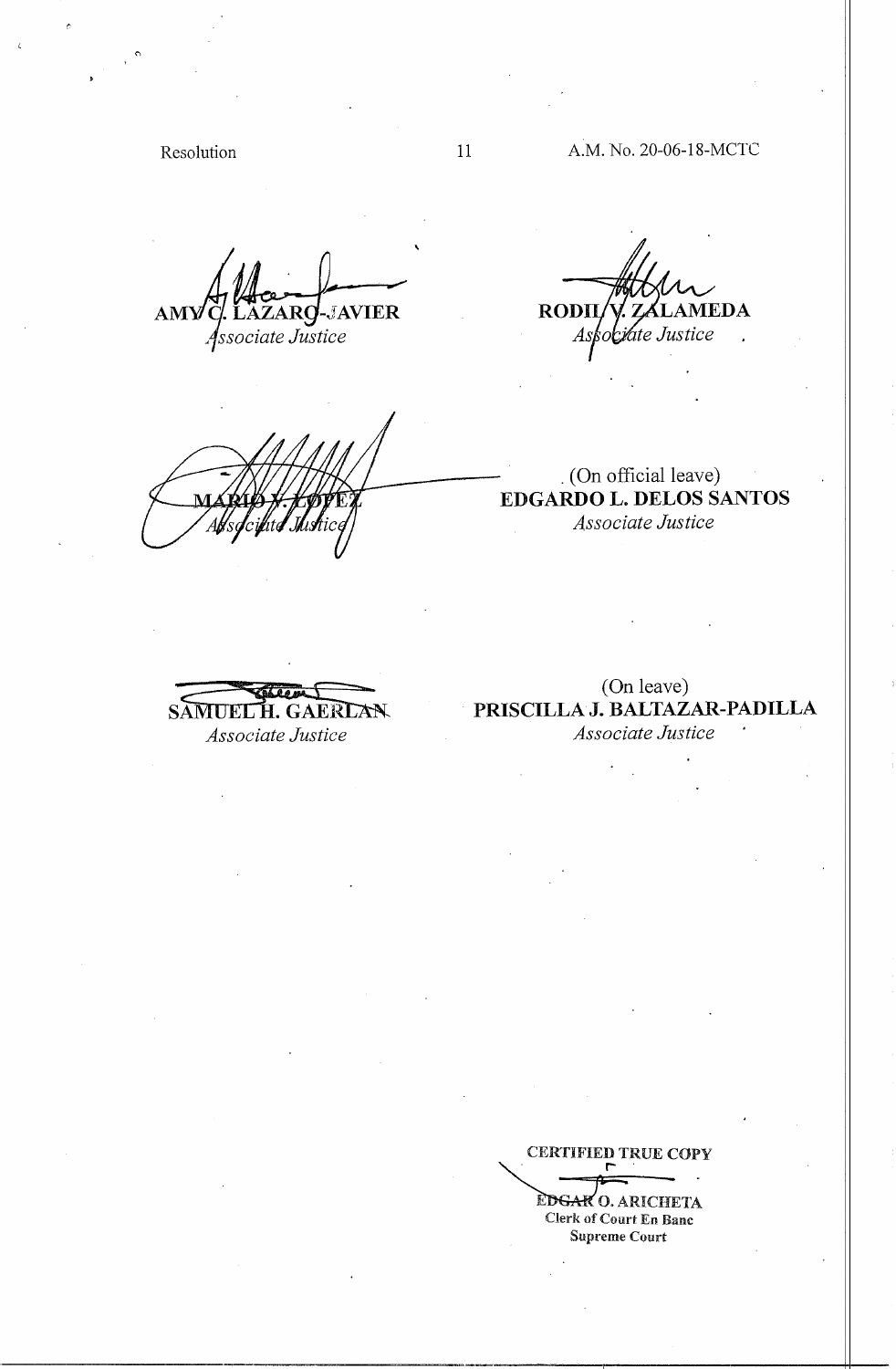**AMY C. LAZARO-JAVIER**
*Associate Justice*

**RODIL V. ZALAMEDA**
*Associate Justice*

**MARIO V. LOPEZ**
*Associate Justice*

(On official leave)
**EDGARDO L. DELOS SANTOS**
*Associate Justice*

**SAMUEL H. GAERLAN**
*Associate Justice*

(On leave)
**PRISCILLA J. BALTAZAR-PADILLA**
*Associate Justice*

CERTIFIED TRUE COPY

EDGAR O. ARICHETA
Clerk of Court En Banc
Supreme Court